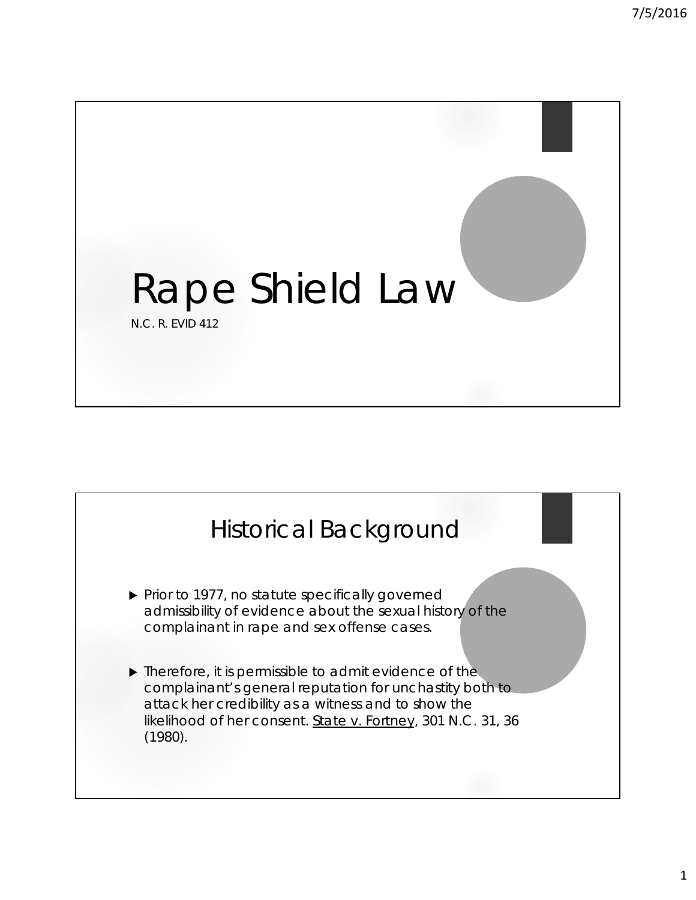# Rape Shield Law

N.C. R. EVID 412

## Historical Background

- Prior to 1977, no statute specifically governed admissibility of evidence about the sexual history of the complainant in rape and sex offense cases.
- Therefore, it is permissible to admit evidence of the complainant's general reputation for unchastity both to attack her credibility as a witness and to show the likelihood of her consent. State v. Fortney, 301 N.C. 31, 36 (1980).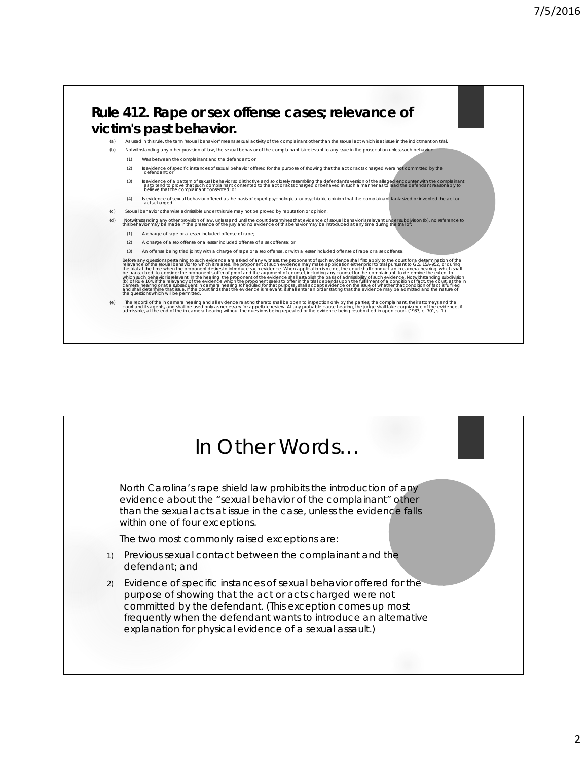# Rule 412. Rape or sex offense cases; relevance of victim's past behavior.

(a) As used in this rule, the term "sexual behavior" means sexual activity of the complainant other than the sexual act which is at issue in the indictment on trial.

(b) Notwithstanding any other provision of law, the sexual behavior of the complainant is irrelevant to any issue in the prosecution unless such behavior:

(1) Was between the complainant and the defendant; or

(2) Is evidence of specific instances of sexual behavior offered for the purpose of showing that the act or acts charged were not committed by the defendant; or

(3) Is evidence of a pattern of sexual behavior so distinctive and so closely resembling the defendant's version of the alleged encounter with the complainant as to tend to prove that such complainant consented to the act or acts charged or behaved in such a manner as to lead the defendant reasonably to believe that the complainant consented; or

(4) Is evidence of sexual behavior offered as the basis of expert psychological or psychiatric opinion that the complainant fantasized or invented the act or acts charged.

(c) Sexual behavior otherwise admissible under this rule may not be proved by reputation or opinion.

(d) Notwithstanding any other provision of law, unless and until the court determines that evidence of sexual behavior is relevant under subdivision (b), no reference to this behavior may be made in the presence of the jury and no evidence of this behavior may be introduced at any time during the trial of:

(1) A charge of rape or a lesser included offense of rape;

(2) A charge of a sex offense or a lesser included offense of a sex offense; or

(3) An offense being tried jointly with a charge of rape or a sex offense, or with a lesser included offense of rape or a sex offense.

Before any questions pertaining to such evidence are asked of any witness, the proponent of such evidence shall first apply to the court for a determination of the relevance of the sexual behavior to which it relates. The proponent of such evidence may make application either prior to trial pursuant to G.S. 15A-952, or during the trial at the time when the proponent desires to introduce such evidence. When application is made, the court shall conduct an in camera hearing, which shall be transcribed, to consider the proponent's offer of proof and the argument of counsel, including any counsel for the complainant, to determine the extent to which such behavior is relevant. In the hearing, the proponent of the evidence shall establish the basis of admissibility of such evidence. Notwithstanding subdivision (b) of Rule 104, if the relevancy of the evidence which the proponent seeks to offer in the trial depends upon the fulfillment of a condition of fact, the court, at the in camera hearing or at a subsequent in camera hearing scheduled for that purpose, shall accept evidence on the issue of whether that condition of fact is fulfilled and shall determine that issue. If the court finds that the evidence is relevant, it shall enter an order stating that the evidence may be admitted and the nature of the questions which will be permitted.

(e) The record of the in camera hearing and all evidence relating thereto shall be open to inspection only by the parties, the complainant, their attorneys and the court and its agents, and shall be used only as necessary for appellate review. At any probable cause hearing, the judge shall take cognizance of the evidence, if admissible, at the end of the in camera hearing without the questions being repeated or the evidence being resubmitted in open court. (1983, c. 701, s. 1.)

# In Other Words…

North Carolina's rape shield law prohibits the introduction of any evidence about the "sexual behavior of the complainant" other than the sexual acts at issue in the case, unless the evidence falls within one of four exceptions.

The two most commonly raised exceptions are:

1) Previous sexual contact between the complainant and the defendant; and
2) Evidence of specific instances of sexual behavior offered for the purpose of showing that the act or acts charged were not committed by the defendant. (This exception comes up most frequently when the defendant wants to introduce an alternative explanation for physical evidence of a sexual assault.)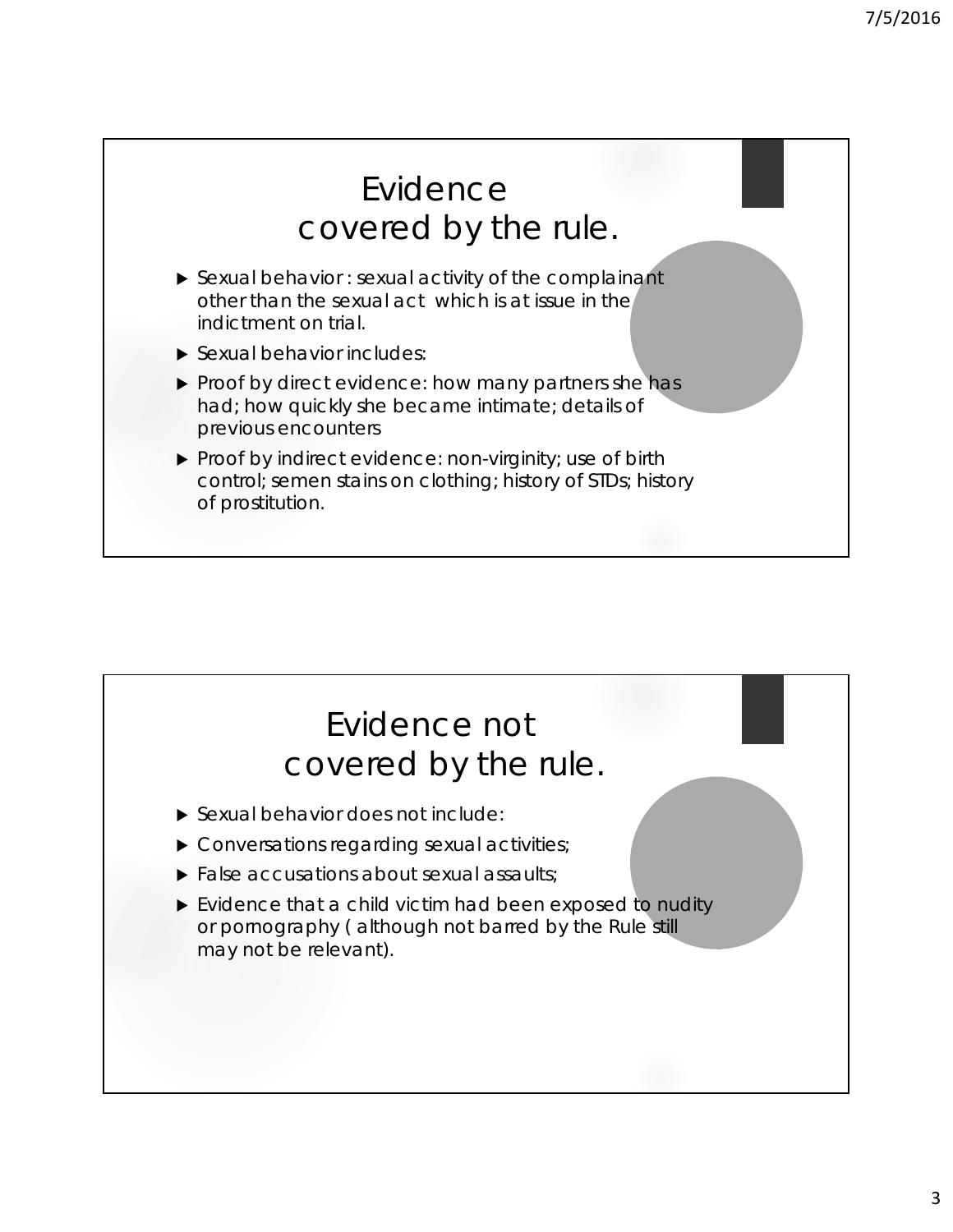## Evidence covered by the rule.

- Sexual behavior : sexual activity of the complainant other than the sexual act which is at issue in the indictment on trial.
- Sexual behavior includes:
- Proof by direct evidence: how many partners she has had; how quickly she became intimate; details of previous encounters
- Proof by indirect evidence: non-virginity; use of birth control; semen stains on clothing; history of STDs; history of prostitution.

## Evidence not covered by the rule.

- Sexual behavior does not include:
- Conversations regarding sexual activities;
- False accusations about sexual assaults;
- Evidence that a child victim had been exposed to nudity or pornography ( although not barred by the Rule still may not be relevant).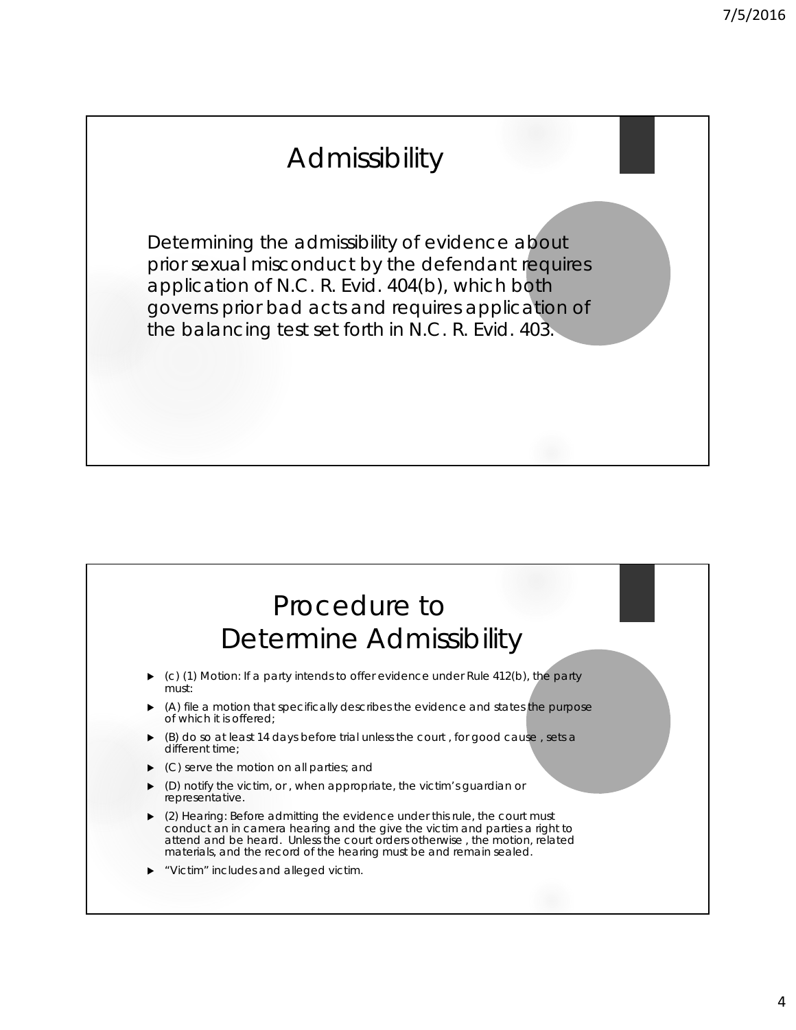# Admissibility

Determining the admissibility of evidence about prior sexual misconduct by the defendant requires application of N.C. R. Evid. 404(b), which both governs prior bad acts and requires application of the balancing test set forth in N.C. R. Evid. 403.

# Procedure to Determine Admissibility

- (c) (1) Motion: If a party intends to offer evidence under Rule 412(b), the party must:
- (A) file a motion that specifically describes the evidence and states the purpose of which it is offered;
- (B) do so at least 14 days before trial unless the court , for good cause , sets a different time;
- (C) serve the motion on all parties; and
- (D) notify the victim, or , when appropriate, the victim's guardian or representative.
- (2) Hearing: Before admitting the evidence under this rule, the court must conduct an in camera hearing and the give the victim and parties a right to attend and be heard. Unless the court orders otherwise , the motion, related materials, and the record of the hearing must be and remain sealed.
- "Victim" includes and alleged victim.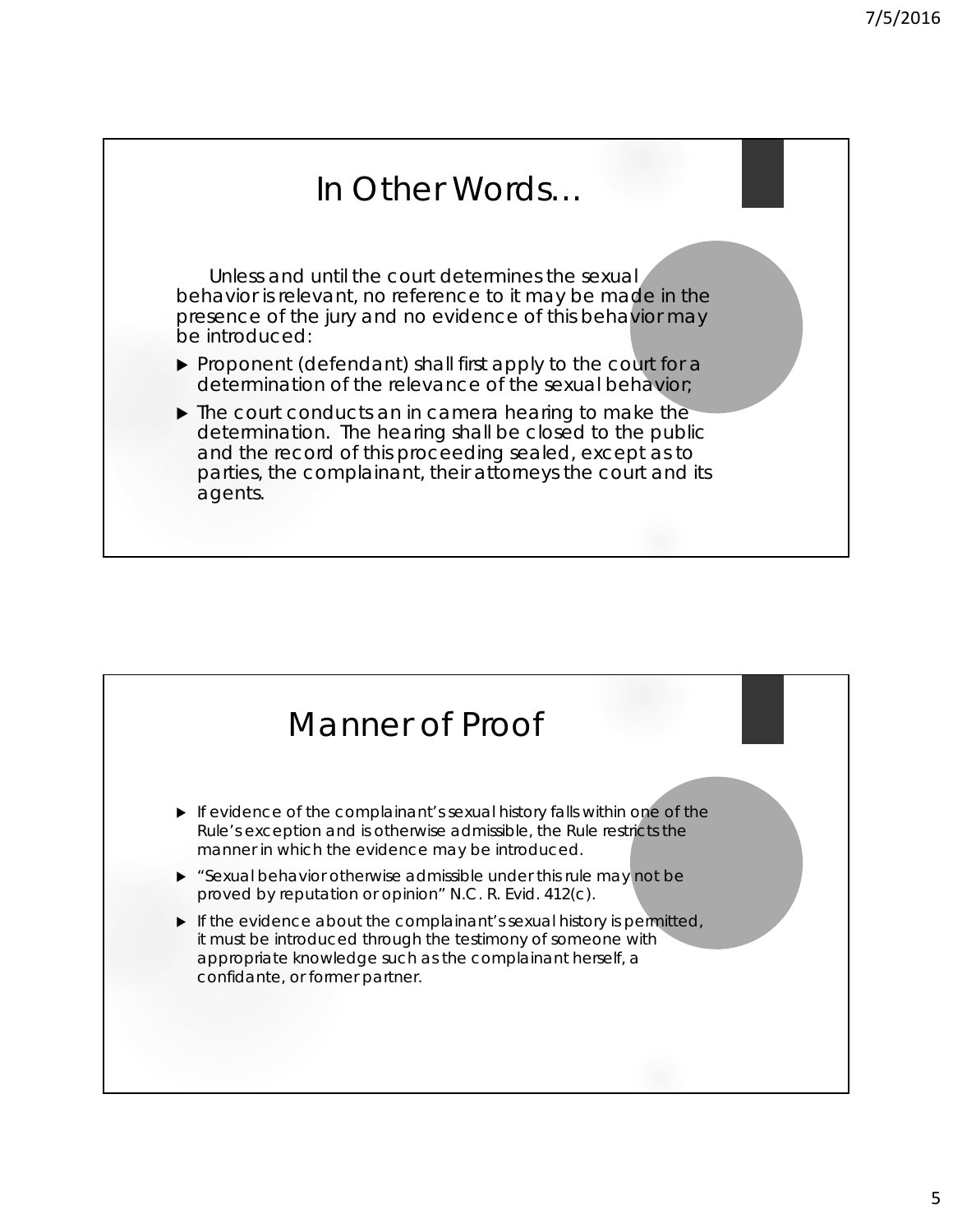## In Other Words…

Unless and until the court determines the sexual behavior is relevant, no reference to it may be made in the presence of the jury and no evidence of this behavior may be introduced:

- Proponent (defendant) shall first apply to the court for a determination of the relevance of the sexual behavior;
- The court conducts an in camera hearing to make the determination. The hearing shall be closed to the public and the record of this proceeding sealed, except as to parties, the complainant, their attorneys the court and its agents.

## Manner of Proof

- If evidence of the complainant's sexual history falls within one of the Rule's exception and is otherwise admissible, the Rule restricts the manner in which the evidence may be introduced.
- "Sexual behavior otherwise admissible under this rule may not be proved by reputation or opinion" N.C. R. Evid. 412(c).
- If the evidence about the complainant's sexual history is permitted, it must be introduced through the testimony of someone with appropriate knowledge such as the complainant herself, a confidante, or former partner.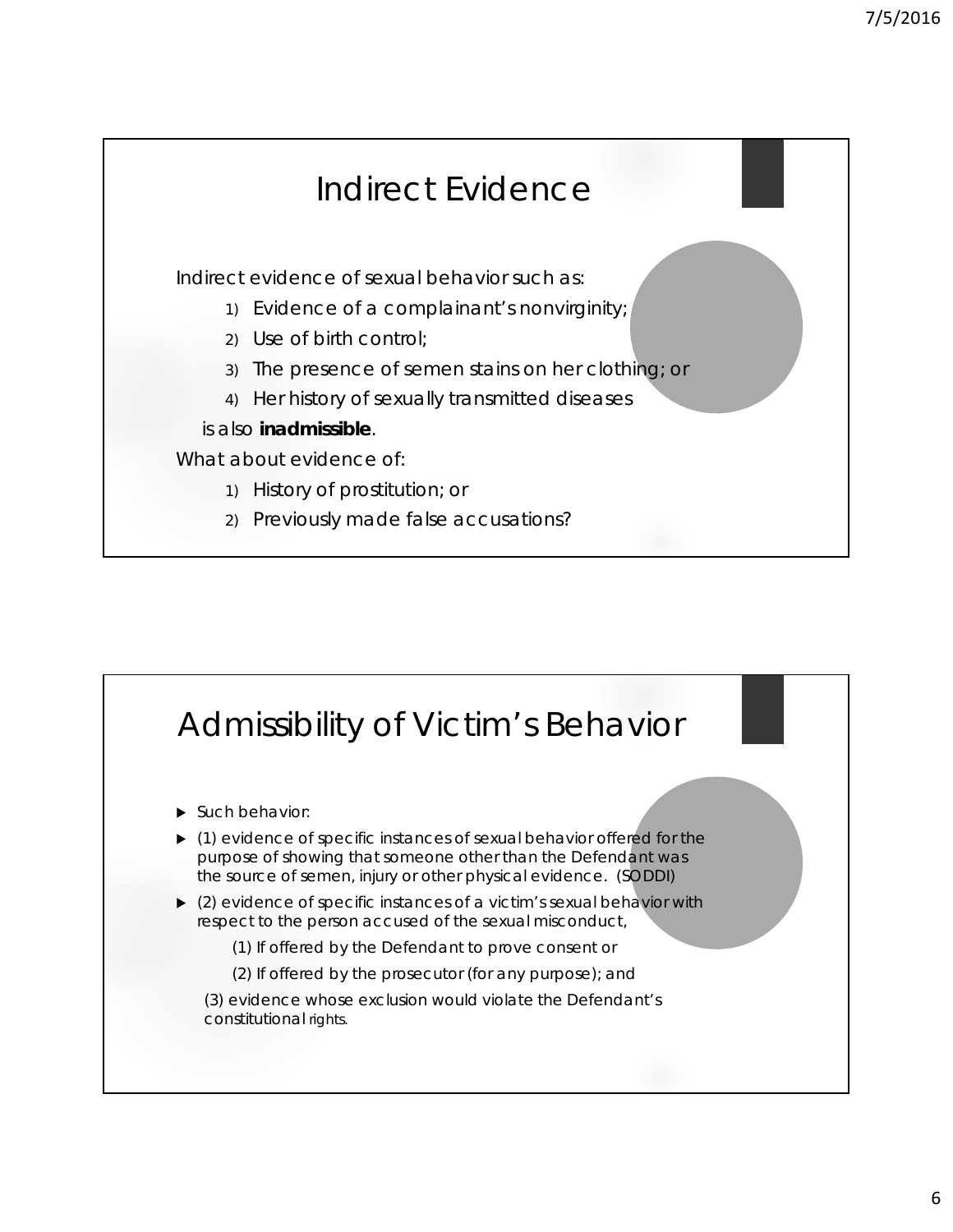# Indirect Evidence

Indirect evidence of sexual behavior such as:

1) Evidence of a complainant's nonvirginity;
2) Use of birth control;
3) The presence of semen stains on her clothing; or
4) Her history of sexually transmitted diseases

is also **inadmissible**.

What about evidence of:

1) History of prostitution; or
2) Previously made false accusations?

# Admissibility of Victim's Behavior

- Such behavior:
- (1) evidence of specific instances of sexual behavior offered for the purpose of showing that someone other than the Defendant was the source of semen, injury or other physical evidence. (SODDI)
- (2) evidence of specific instances of a victim's sexual behavior with respect to the person accused of the sexual misconduct,
  - (1) If offered by the Defendant to prove consent or
  - (2) If offered by the prosecutor (for any purpose); and

  (3) evidence whose exclusion would violate the Defendant's constitutional rights.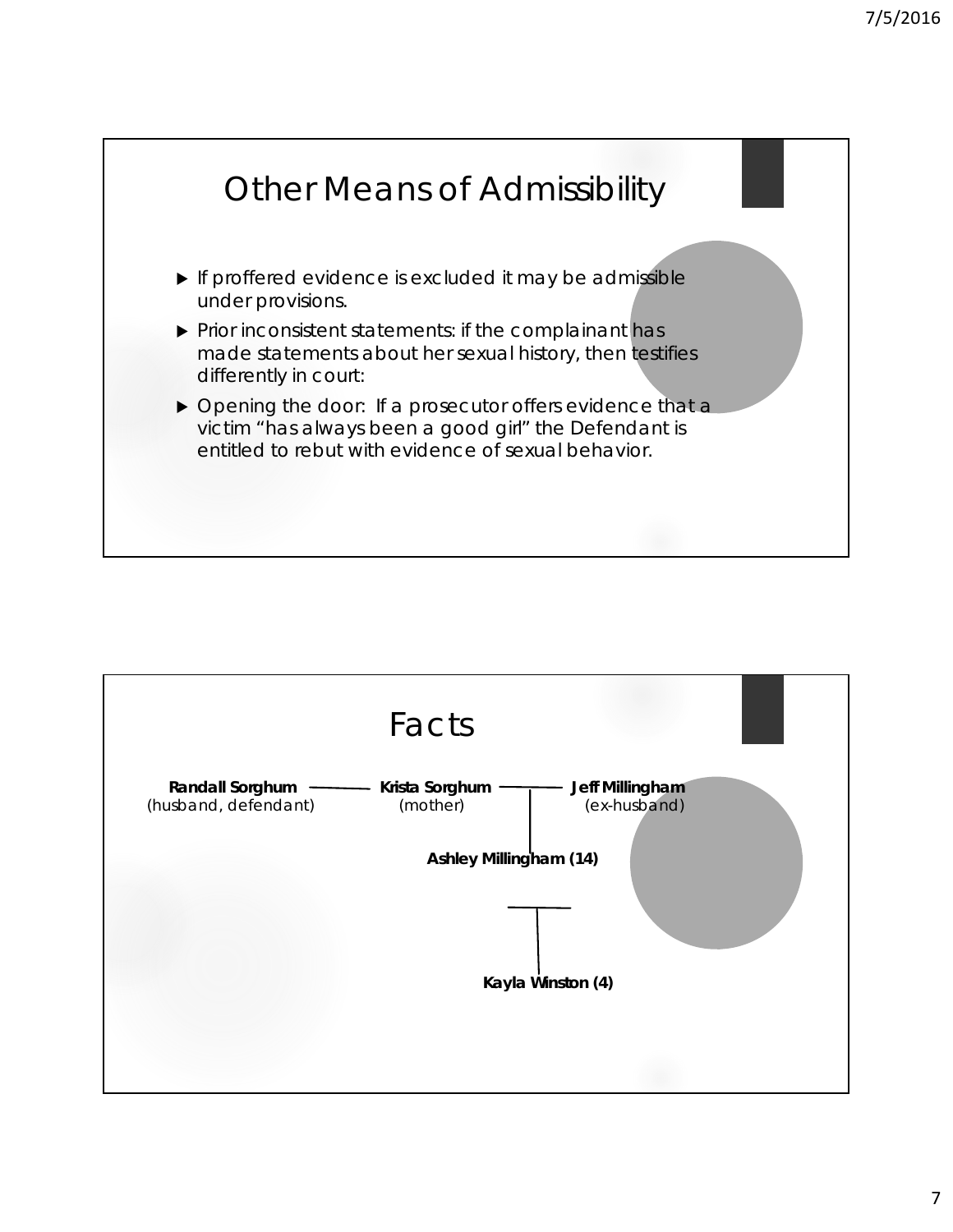## Other Means of Admissibility

- If proffered evidence is excluded it may be admissible under provisions.
- Prior inconsistent statements: if the complainant has made statements about her sexual history, then testifies differently in court:
- Opening the door: If a prosecutor offers evidence that a victim "has always been a good girl" the Defendant is entitled to rebut with evidence of sexual behavior.

## Facts

**Randall Sorghum** (husband, defendant) — **Krista Sorghum** (mother) — **Jeff Millingham** (ex-husband)

**Ashley Millingham (14)**

**Kayla Winston (4)**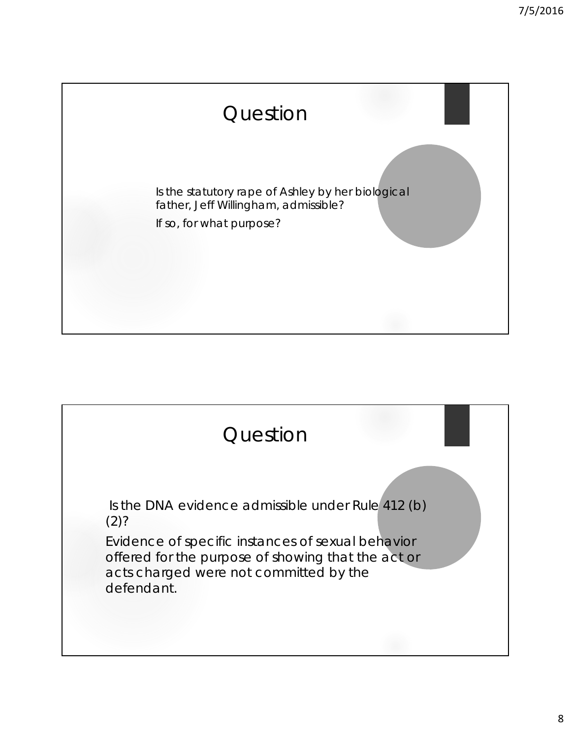## Question

Is the statutory rape of Ashley by her biological father, Jeff Willingham, admissible?

If so, for what purpose?

## Question

Is the DNA evidence admissible under Rule 412 (b) (2)?

Evidence of specific instances of sexual behavior offered for the purpose of showing that the act or acts charged were not committed by the defendant.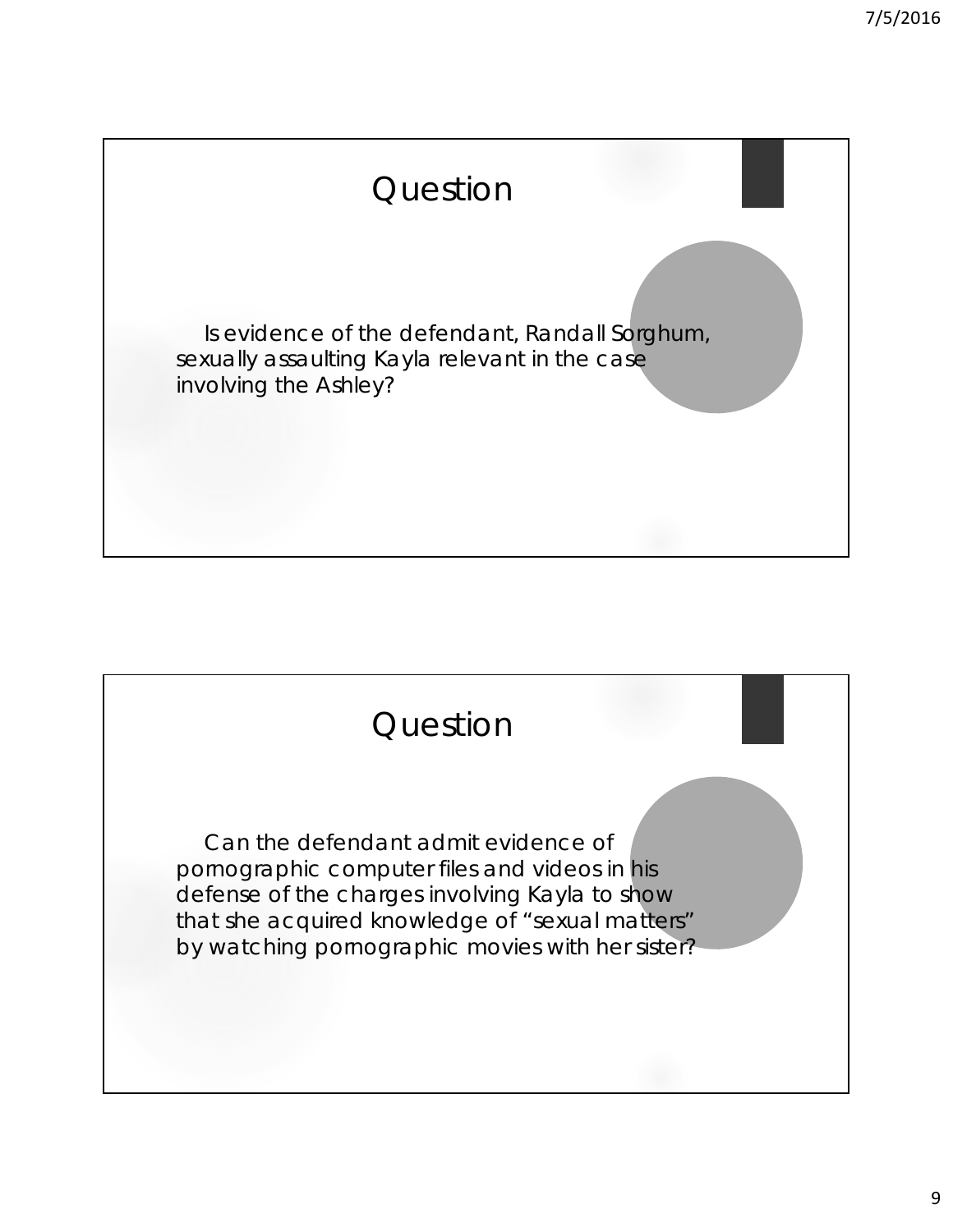## Question

Is evidence of the defendant, Randall Sorghum, sexually assaulting Kayla relevant in the case involving the Ashley?

## Question

Can the defendant admit evidence of pornographic computer files and videos in his defense of the charges involving Kayla to show that she acquired knowledge of "sexual matters" by watching pornographic movies with her sister?